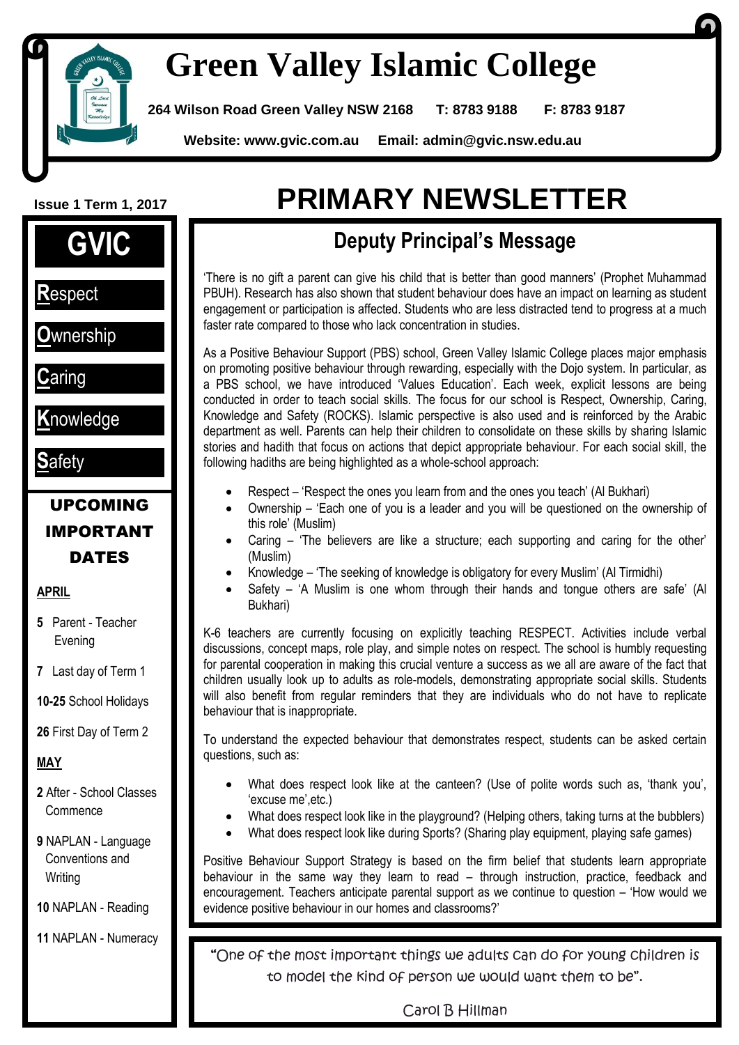# Green Valley Islamic College

**264 Wilson Road Green Valley NSW 2168  T: 8783 9188  F: 8783 9187**

**Website: www.gvic.com.au  Email: admin@gvic.nsw.edu.au**

**Issue 1 Term 1, 2017**

# PRIMARY NEWSLETTER

## GVIC

- **R**espect
- **O**wnership
- **C**aring
- **K**nowledge
- **S**afety

### UPCOMING IMPORTANT DATES

**APRIL**

**5** Parent - Teacher Evening

**7** Last day of Term 1

**10-25** School Holidays

**26** First Day of Term 2

**MAY**

**2** After - School Classes Commence

**9** NAPLAN - Language Conventions and Writing

**10** NAPLAN - Reading

**11** NAPLAN - Numeracy

## Deputy Principal's Message

'There is no gift a parent can give his child that is better than good manners' (Prophet Muhammad PBUH). Research has also shown that student behaviour does have an impact on learning as student engagement or participation is affected. Students who are less distracted tend to progress at a much faster rate compared to those who lack concentration in studies.

As a Positive Behaviour Support (PBS) school, Green Valley Islamic College places major emphasis on promoting positive behaviour through rewarding, especially with the Dojo system. In particular, as a PBS school, we have introduced 'Values Education'. Each week, explicit lessons are being conducted in order to teach social skills. The focus for our school is Respect, Ownership, Caring, Knowledge and Safety (ROCKS). Islamic perspective is also used and is reinforced by the Arabic department as well. Parents can help their children to consolidate on these skills by sharing Islamic stories and hadith that focus on actions that depict appropriate behaviour. For each social skill, the following hadiths are being highlighted as a whole-school approach:

- Respect – 'Respect the ones you learn from and the ones you teach' (Al Bukhari)
- Ownership – 'Each one of you is a leader and you will be questioned on the ownership of this role' (Muslim)
- Caring – 'The believers are like a structure; each supporting and caring for the other' (Muslim)
- Knowledge – 'The seeking of knowledge is obligatory for every Muslim' (Al Tirmidhi)
- Safety – 'A Muslim is one whom through their hands and tongue others are safe' (Al Bukhari)

K-6 teachers are currently focusing on explicitly teaching RESPECT. Activities include verbal discussions, concept maps, role play, and simple notes on respect. The school is humbly requesting for parental cooperation in making this crucial venture a success as we all are aware of the fact that children usually look up to adults as role-models, demonstrating appropriate social skills. Students will also benefit from regular reminders that they are individuals who do not have to replicate behaviour that is inappropriate.

To understand the expected behaviour that demonstrates respect, students can be asked certain questions, such as:

- What does respect look like at the canteen? (Use of polite words such as, 'thank you', 'excuse me',etc.)
- What does respect look like in the playground? (Helping others, taking turns at the bubblers)
- What does respect look like during Sports? (Sharing play equipment, playing safe games)

Positive Behaviour Support Strategy is based on the firm belief that students learn appropriate behaviour in the same way they learn to read – through instruction, practice, feedback and encouragement. Teachers anticipate parental support as we continue to question – 'How would we evidence positive behaviour in our homes and classrooms?'

"One of the most important things we adults can do for young children is to model the kind of person we would want them to be".

Carol B Hillman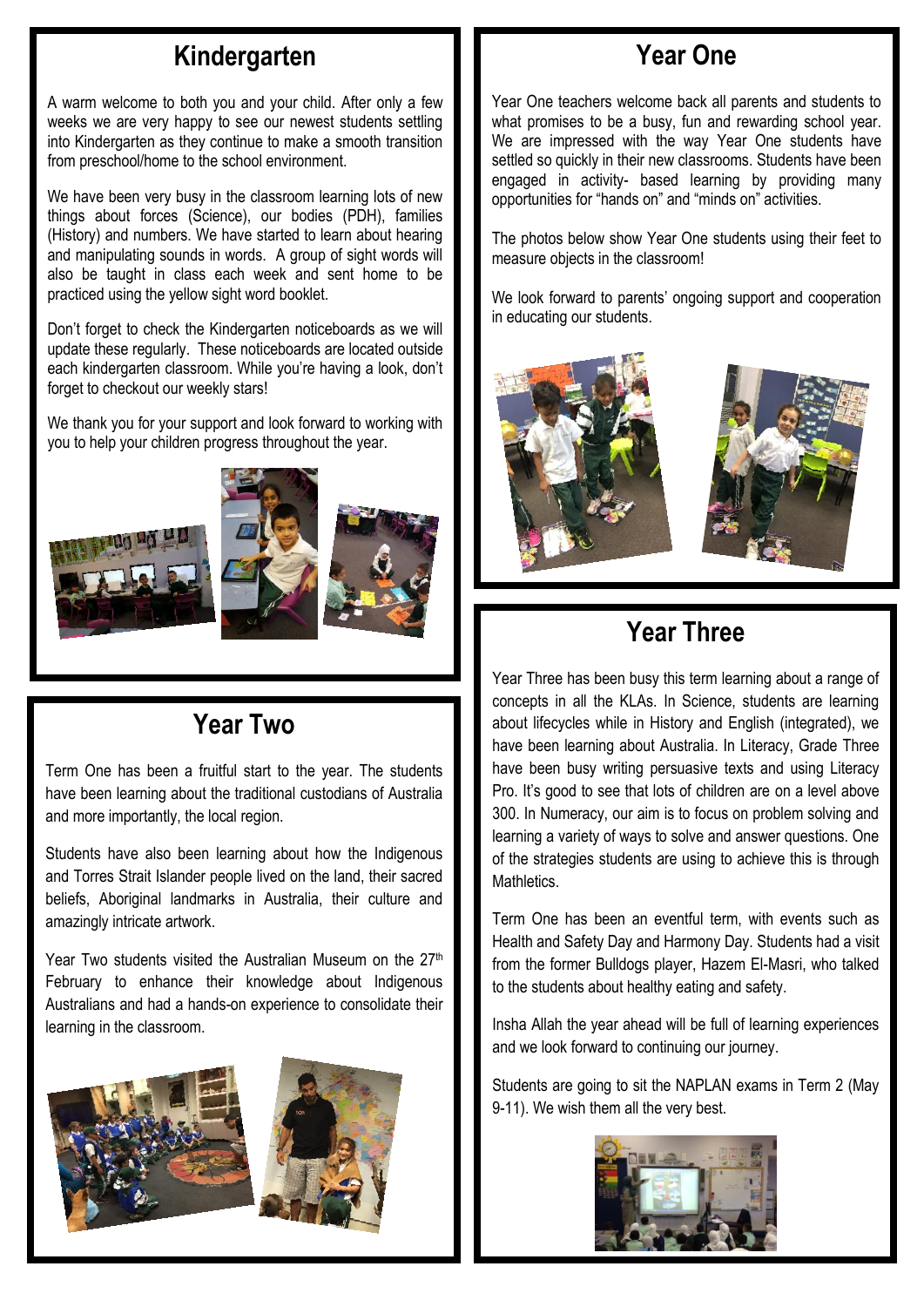## Kindergarten

A warm welcome to both you and your child. After only a few weeks we are very happy to see our newest students settling into Kindergarten as they continue to make a smooth transition from preschool/home to the school environment.

We have been very busy in the classroom learning lots of new things about forces (Science), our bodies (PDH), families (History) and numbers. We have started to learn about hearing and manipulating sounds in words. A group of sight words will also be taught in class each week and sent home to be practiced using the yellow sight word booklet.

Don't forget to check the Kindergarten noticeboards as we will update these regularly. These noticeboards are located outside each kindergarten classroom. While you're having a look, don't forget to checkout our weekly stars!

We thank you for your support and look forward to working with you to help your children progress throughout the year.

## Year Two

Term One has been a fruitful start to the year. The students have been learning about the traditional custodians of Australia and more importantly, the local region.

Students have also been learning about how the Indigenous and Torres Strait Islander people lived on the land, their sacred beliefs, Aboriginal landmarks in Australia, their culture and amazingly intricate artwork.

Year Two students visited the Australian Museum on the 27th February to enhance their knowledge about Indigenous Australians and had a hands-on experience to consolidate their learning in the classroom.

## Year One

Year One teachers welcome back all parents and students to what promises to be a busy, fun and rewarding school year. We are impressed with the way Year One students have settled so quickly in their new classrooms. Students have been engaged in activity- based learning by providing many opportunities for "hands on" and "minds on" activities.

The photos below show Year One students using their feet to measure objects in the classroom!

We look forward to parents' ongoing support and cooperation in educating our students.

## Year Three

Year Three has been busy this term learning about a range of concepts in all the KLAs. In Science, students are learning about lifecycles while in History and English (integrated), we have been learning about Australia. In Literacy, Grade Three have been busy writing persuasive texts and using Literacy Pro. It's good to see that lots of children are on a level above 300. In Numeracy, our aim is to focus on problem solving and learning a variety of ways to solve and answer questions. One of the strategies students are using to achieve this is through Mathletics.

Term One has been an eventful term, with events such as Health and Safety Day and Harmony Day. Students had a visit from the former Bulldogs player, Hazem El-Masri, who talked to the students about healthy eating and safety.

Insha Allah the year ahead will be full of learning experiences and we look forward to continuing our journey.

Students are going to sit the NAPLAN exams in Term 2 (May 9-11). We wish them all the very best.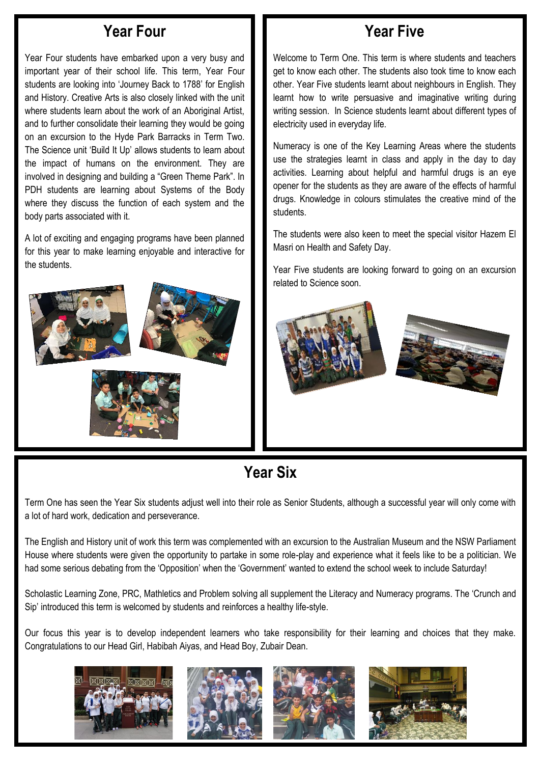## Year Four

Year Four students have embarked upon a very busy and important year of their school life. This term, Year Four students are looking into 'Journey Back to 1788' for English and History. Creative Arts is also closely linked with the unit where students learn about the work of an Aboriginal Artist, and to further consolidate their learning they would be going on an excursion to the Hyde Park Barracks in Term Two. The Science unit 'Build It Up' allows students to learn about the impact of humans on the environment. They are involved in designing and building a "Green Theme Park". In PDH students are learning about Systems of the Body where they discuss the function of each system and the body parts associated with it.

A lot of exciting and engaging programs have been planned for this year to make learning enjoyable and interactive for the students.

## Year Five

Welcome to Term One. This term is where students and teachers get to know each other. The students also took time to know each other. Year Five students learnt about neighbours in English. They learnt how to write persuasive and imaginative writing during writing session. In Science students learnt about different types of electricity used in everyday life.

Numeracy is one of the Key Learning Areas where the students use the strategies learnt in class and apply in the day to day activities. Learning about helpful and harmful drugs is an eye opener for the students as they are aware of the effects of harmful drugs. Knowledge in colours stimulates the creative mind of the students.

The students were also keen to meet the special visitor Hazem El Masri on Health and Safety Day.

Year Five students are looking forward to going on an excursion related to Science soon.

## Year Six

Term One has seen the Year Six students adjust well into their role as Senior Students, although a successful year will only come with a lot of hard work, dedication and perseverance.

The English and History unit of work this term was complemented with an excursion to the Australian Museum and the NSW Parliament House where students were given the opportunity to partake in some role-play and experience what it feels like to be a politician. We had some serious debating from the 'Opposition' when the 'Government' wanted to extend the school week to include Saturday!

Scholastic Learning Zone, PRC, Mathletics and Problem solving all supplement the Literacy and Numeracy programs. The 'Crunch and Sip' introduced this term is welcomed by students and reinforces a healthy life-style.

Our focus this year is to develop independent learners who take responsibility for their learning and choices that they make. Congratulations to our Head Girl, Habibah Aiyas, and Head Boy, Zubair Dean.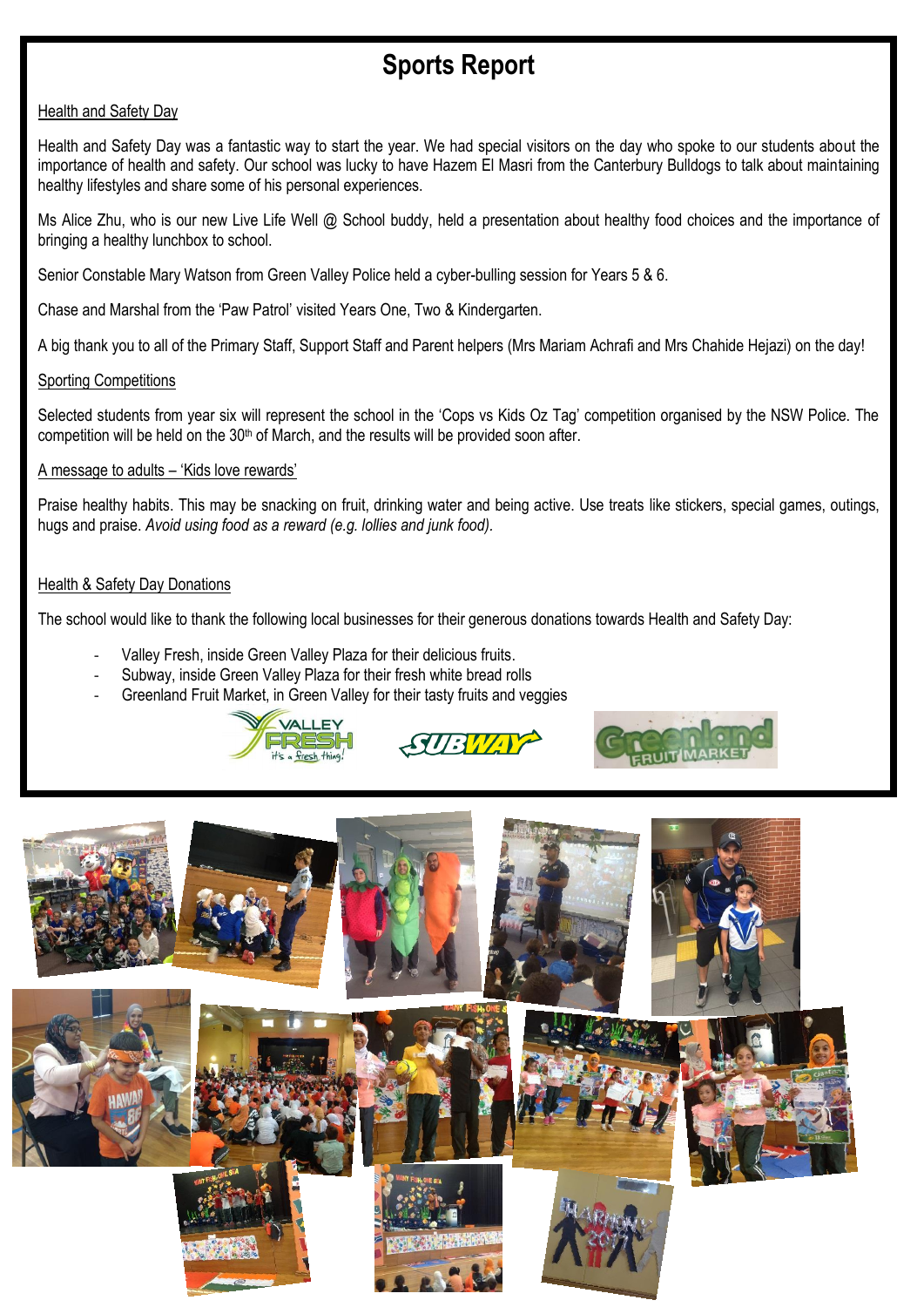# Sports Report

## Health and Safety Day

Health and Safety Day was a fantastic way to start the year. We had special visitors on the day who spoke to our students about the importance of health and safety. Our school was lucky to have Hazem El Masri from the Canterbury Bulldogs to talk about maintaining healthy lifestyles and share some of his personal experiences.

Ms Alice Zhu, who is our new Live Life Well @ School buddy, held a presentation about healthy food choices and the importance of bringing a healthy lunchbox to school.

Senior Constable Mary Watson from Green Valley Police held a cyber-bulling session for Years 5 & 6.

Chase and Marshal from the 'Paw Patrol' visited Years One, Two & Kindergarten.

A big thank you to all of the Primary Staff, Support Staff and Parent helpers (Mrs Mariam Achrafi and Mrs Chahide Hejazi) on the day!

## Sporting Competitions

Selected students from year six will represent the school in the 'Cops vs Kids Oz Tag' competition organised by the NSW Police. The competition will be held on the 30th of March, and the results will be provided soon after.

## A message to adults – 'Kids love rewards'

Praise healthy habits. This may be snacking on fruit, drinking water and being active. Use treats like stickers, special games, outings, hugs and praise. *Avoid using food as a reward (e.g. lollies and junk food).*

## Health & Safety Day Donations

The school would like to thank the following local businesses for their generous donations towards Health and Safety Day:

- Valley Fresh, inside Green Valley Plaza for their delicious fruits.
- Subway, inside Green Valley Plaza for their fresh white bread rolls
- Greenland Fruit Market, in Green Valley for their tasty fruits and veggies